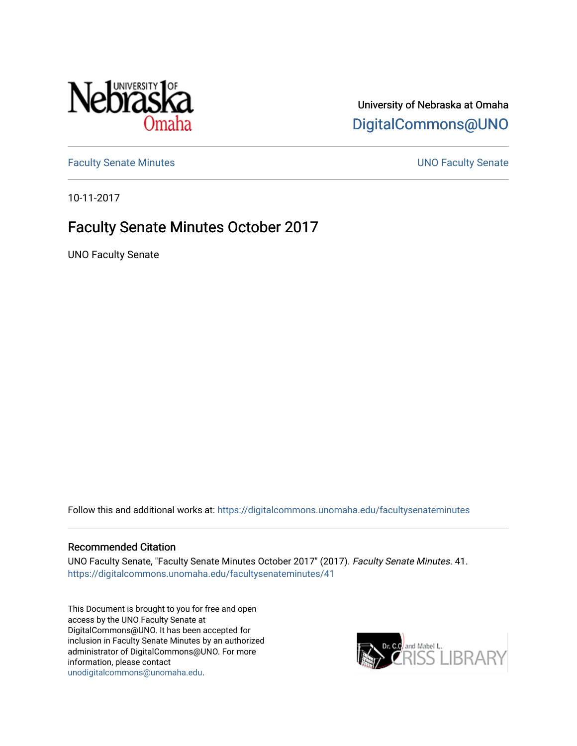University of Nebraska at Omaha

DigitalCommons@UNO

Faculty Senate Minutes

UNO Faculty Senate

10-11-2017

# Faculty Senate Minutes October 2017

UNO Faculty Senate

Follow this and additional works at: https://digitalcommons.unomaha.edu/facultysenateminutes

## Recommended Citation

UNO Faculty Senate, "Faculty Senate Minutes October 2017" (2017). *Faculty Senate Minutes*. 41.
https://digitalcommons.unomaha.edu/facultysenateminutes/41

This Document is brought to you for free and open access by the UNO Faculty Senate at DigitalCommons@UNO. It has been accepted for inclusion in Faculty Senate Minutes by an authorized administrator of DigitalCommons@UNO. For more information, please contact unodigitalcommons@unomaha.edu.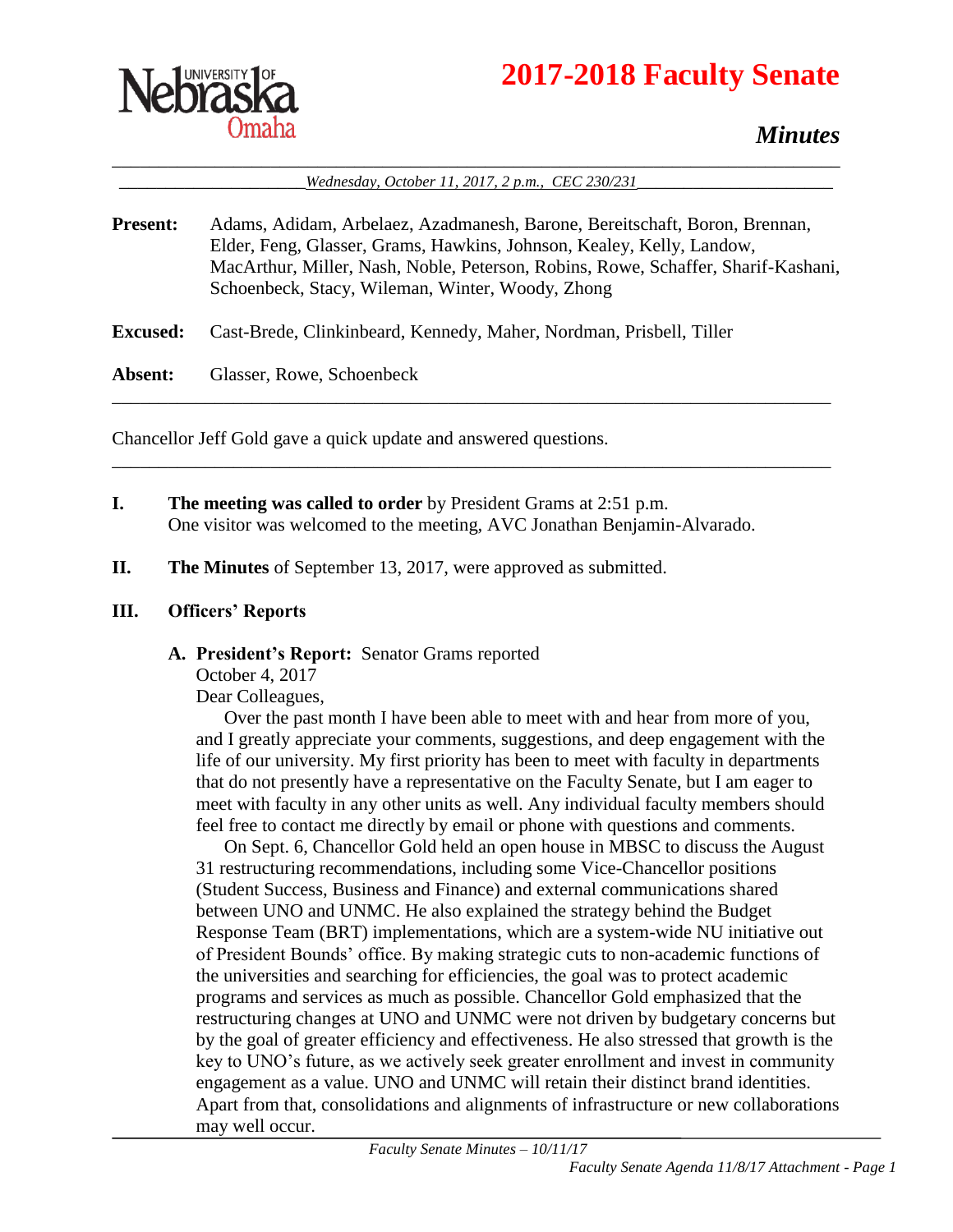# 2017-2018 Faculty Senate

## *Minutes*

*Wednesday, October 11, 2017, 2 p.m., CEC 230/231*

**Present:** Adams, Adidam, Arbelaez, Azadmanesh, Barone, Bereitschaft, Boron, Brennan, Elder, Feng, Glasser, Grams, Hawkins, Johnson, Kealey, Kelly, Landow, MacArthur, Miller, Nash, Noble, Peterson, Robins, Rowe, Schaffer, Sharif-Kashani, Schoenbeck, Stacy, Wileman, Winter, Woody, Zhong

**Excused:** Cast-Brede, Clinkinbeard, Kennedy, Maher, Nordman, Prisbell, Tiller

**Absent:** Glasser, Rowe, Schoenbeck

---

Chancellor Jeff Gold gave a quick update and answered questions.

---

**I. The meeting was called to order** by President Grams at 2:51 p.m.
One visitor was welcomed to the meeting, AVC Jonathan Benjamin-Alvarado.

**II. The Minutes** of September 13, 2017, were approved as submitted.

**III. Officers' Reports**

**A. President's Report:** Senator Grams reported

October 4, 2017

Dear Colleagues,

Over the past month I have been able to meet with and hear from more of you, and I greatly appreciate your comments, suggestions, and deep engagement with the life of our university. My first priority has been to meet with faculty in departments that do not presently have a representative on the Faculty Senate, but I am eager to meet with faculty in any other units as well. Any individual faculty members should feel free to contact me directly by email or phone with questions and comments.

On Sept. 6, Chancellor Gold held an open house in MBSC to discuss the August 31 restructuring recommendations, including some Vice-Chancellor positions (Student Success, Business and Finance) and external communications shared between UNO and UNMC. He also explained the strategy behind the Budget Response Team (BRT) implementations, which are a system-wide NU initiative out of President Bounds' office. By making strategic cuts to non-academic functions of the universities and searching for efficiencies, the goal was to protect academic programs and services as much as possible. Chancellor Gold emphasized that the restructuring changes at UNO and UNMC were not driven by budgetary concerns but by the goal of greater efficiency and effectiveness. He also stressed that growth is the key to UNO's future, as we actively seek greater enrollment and invest in community engagement as a value. UNO and UNMC will retain their distinct brand identities. Apart from that, consolidations and alignments of infrastructure or new collaborations may well occur.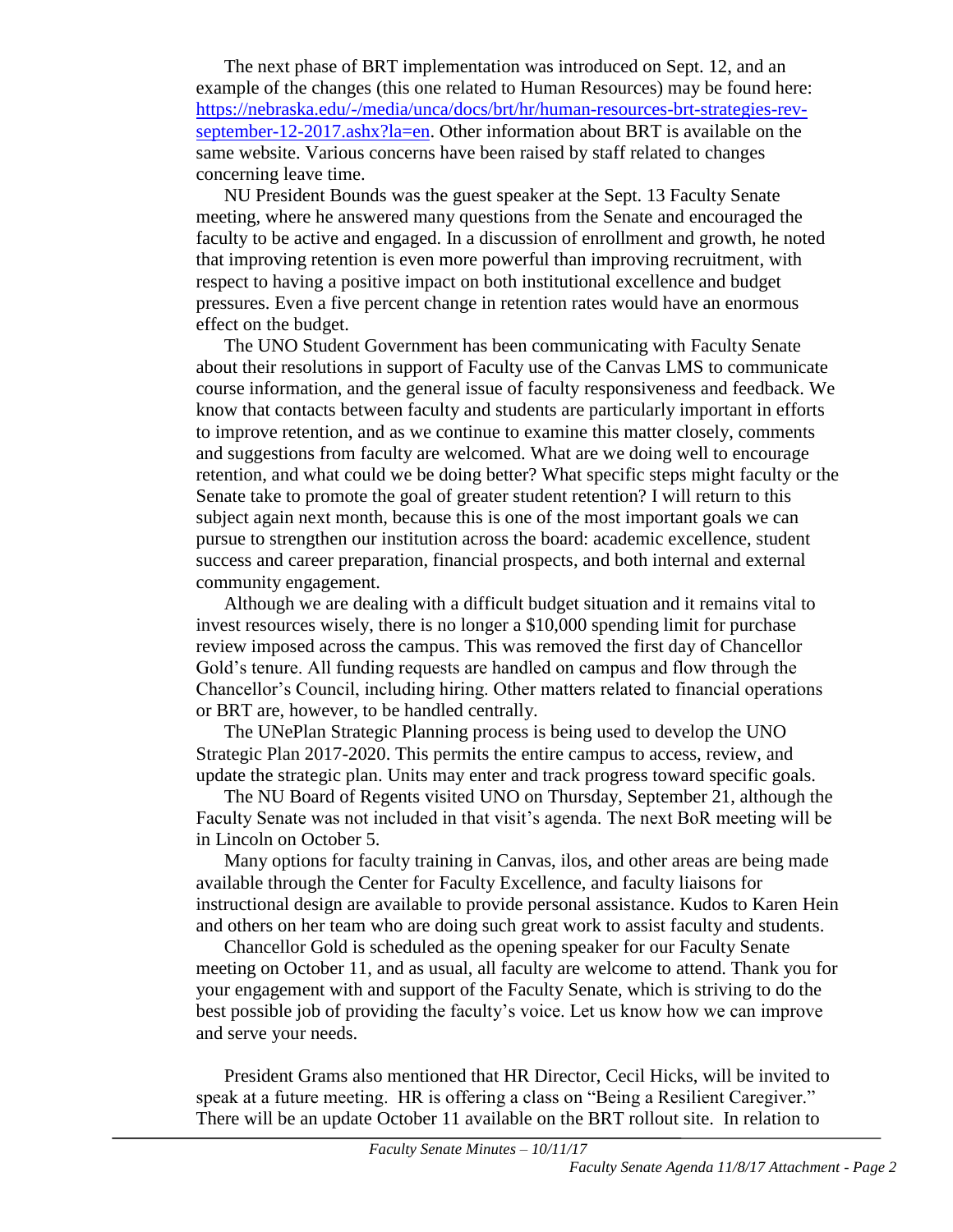The next phase of BRT implementation was introduced on Sept. 12, and an example of the changes (this one related to Human Resources) may be found here: [https://nebraska.edu/-/media/unca/docs/brt/hr/human-resources-brt-strategies-rev-september-12-2017.ashx?la=en](https://nebraska.edu/-/media/unca/docs/brt/hr/human-resources-brt-strategies-rev-september-12-2017.ashx?la=en). Other information about BRT is available on the same website. Various concerns have been raised by staff related to changes concerning leave time.

NU President Bounds was the guest speaker at the Sept. 13 Faculty Senate meeting, where he answered many questions from the Senate and encouraged the faculty to be active and engaged. In a discussion of enrollment and growth, he noted that improving retention is even more powerful than improving recruitment, with respect to having a positive impact on both institutional excellence and budget pressures. Even a five percent change in retention rates would have an enormous effect on the budget.

The UNO Student Government has been communicating with Faculty Senate about their resolutions in support of Faculty use of the Canvas LMS to communicate course information, and the general issue of faculty responsiveness and feedback. We know that contacts between faculty and students are particularly important in efforts to improve retention, and as we continue to examine this matter closely, comments and suggestions from faculty are welcomed. What are we doing well to encourage retention, and what could we be doing better? What specific steps might faculty or the Senate take to promote the goal of greater student retention? I will return to this subject again next month, because this is one of the most important goals we can pursue to strengthen our institution across the board: academic excellence, student success and career preparation, financial prospects, and both internal and external community engagement.

Although we are dealing with a difficult budget situation and it remains vital to invest resources wisely, there is no longer a $10,000 spending limit for purchase review imposed across the campus. This was removed the first day of Chancellor Gold's tenure. All funding requests are handled on campus and flow through the Chancellor's Council, including hiring. Other matters related to financial operations or BRT are, however, to be handled centrally.

The UNePlan Strategic Planning process is being used to develop the UNO Strategic Plan 2017-2020. This permits the entire campus to access, review, and update the strategic plan. Units may enter and track progress toward specific goals.

The NU Board of Regents visited UNO on Thursday, September 21, although the Faculty Senate was not included in that visit's agenda. The next BoR meeting will be in Lincoln on October 5.

Many options for faculty training in Canvas, ilos, and other areas are being made available through the Center for Faculty Excellence, and faculty liaisons for instructional design are available to provide personal assistance. Kudos to Karen Hein and others on her team who are doing such great work to assist faculty and students.

Chancellor Gold is scheduled as the opening speaker for our Faculty Senate meeting on October 11, and as usual, all faculty are welcome to attend. Thank you for your engagement with and support of the Faculty Senate, which is striving to do the best possible job of providing the faculty's voice. Let us know how we can improve and serve your needs.

President Grams also mentioned that HR Director, Cecil Hicks, will be invited to speak at a future meeting. HR is offering a class on "Being a Resilient Caregiver." There will be an update October 11 available on the BRT rollout site. In relation to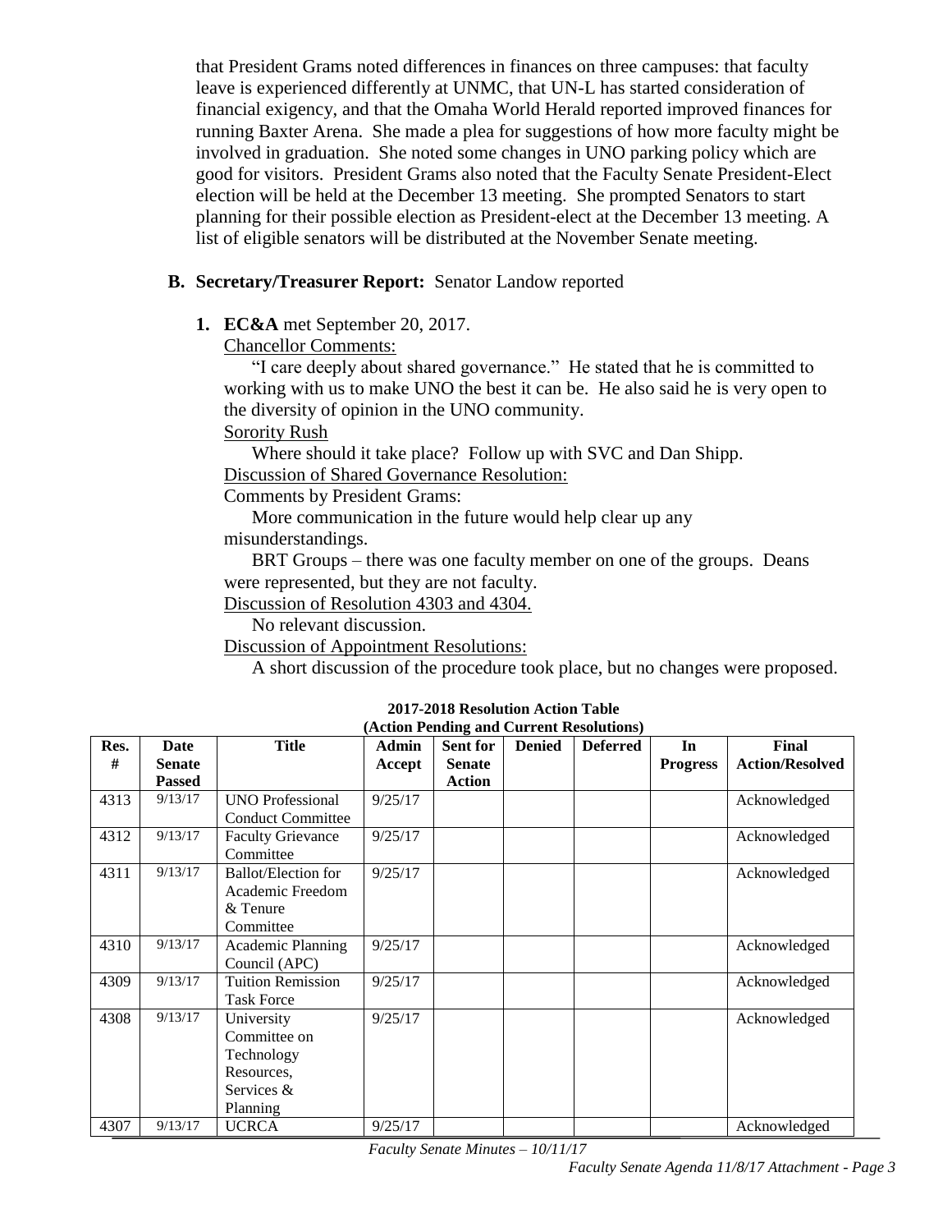that President Grams noted differences in finances on three campuses: that faculty leave is experienced differently at UNMC, that UN-L has started consideration of financial exigency, and that the Omaha World Herald reported improved finances for running Baxter Arena. She made a plea for suggestions of how more faculty might be involved in graduation. She noted some changes in UNO parking policy which are good for visitors. President Grams also noted that the Faculty Senate President-Elect election will be held at the December 13 meeting. She prompted Senators to start planning for their possible election as President-elect at the December 13 meeting. A list of eligible senators will be distributed at the November Senate meeting.

**B. Secretary/Treasurer Report:** Senator Landow reported

**1. EC&A** met September 20, 2017.

Chancellor Comments:

"I care deeply about shared governance." He stated that he is committed to working with us to make UNO the best it can be. He also said he is very open to the diversity of opinion in the UNO community.

Sorority Rush

Where should it take place? Follow up with SVC and Dan Shipp.

Discussion of Shared Governance Resolution:

Comments by President Grams:

More communication in the future would help clear up any misunderstandings.

BRT Groups – there was one faculty member on one of the groups. Deans were represented, but they are not faculty.

Discussion of Resolution 4303 and 4304.

No relevant discussion.

Discussion of Appointment Resolutions:

A short discussion of the procedure took place, but no changes were proposed.

**2017-2018 Resolution Action Table**
**(Action Pending and Current Resolutions)**

| Res. # | Date Senate Passed | Title | Admin Accept | Sent for Senate Action | Denied | Deferred | In Progress | Final Action/Resolved |
|---|---|---|---|---|---|---|---|---|
| 4313 | 9/13/17 | UNO Professional Conduct Committee | 9/25/17 | | | | | Acknowledged |
| 4312 | 9/13/17 | Faculty Grievance Committee | 9/25/17 | | | | | Acknowledged |
| 4311 | 9/13/17 | Ballot/Election for Academic Freedom & Tenure Committee | 9/25/17 | | | | | Acknowledged |
| 4310 | 9/13/17 | Academic Planning Council (APC) | 9/25/17 | | | | | Acknowledged |
| 4309 | 9/13/17 | Tuition Remission Task Force | 9/25/17 | | | | | Acknowledged |
| 4308 | 9/13/17 | University Committee on Technology Resources, Services & Planning | 9/25/17 | | | | | Acknowledged |
| 4307 | 9/13/17 | UCRCA | 9/25/17 | | | | | Acknowledged |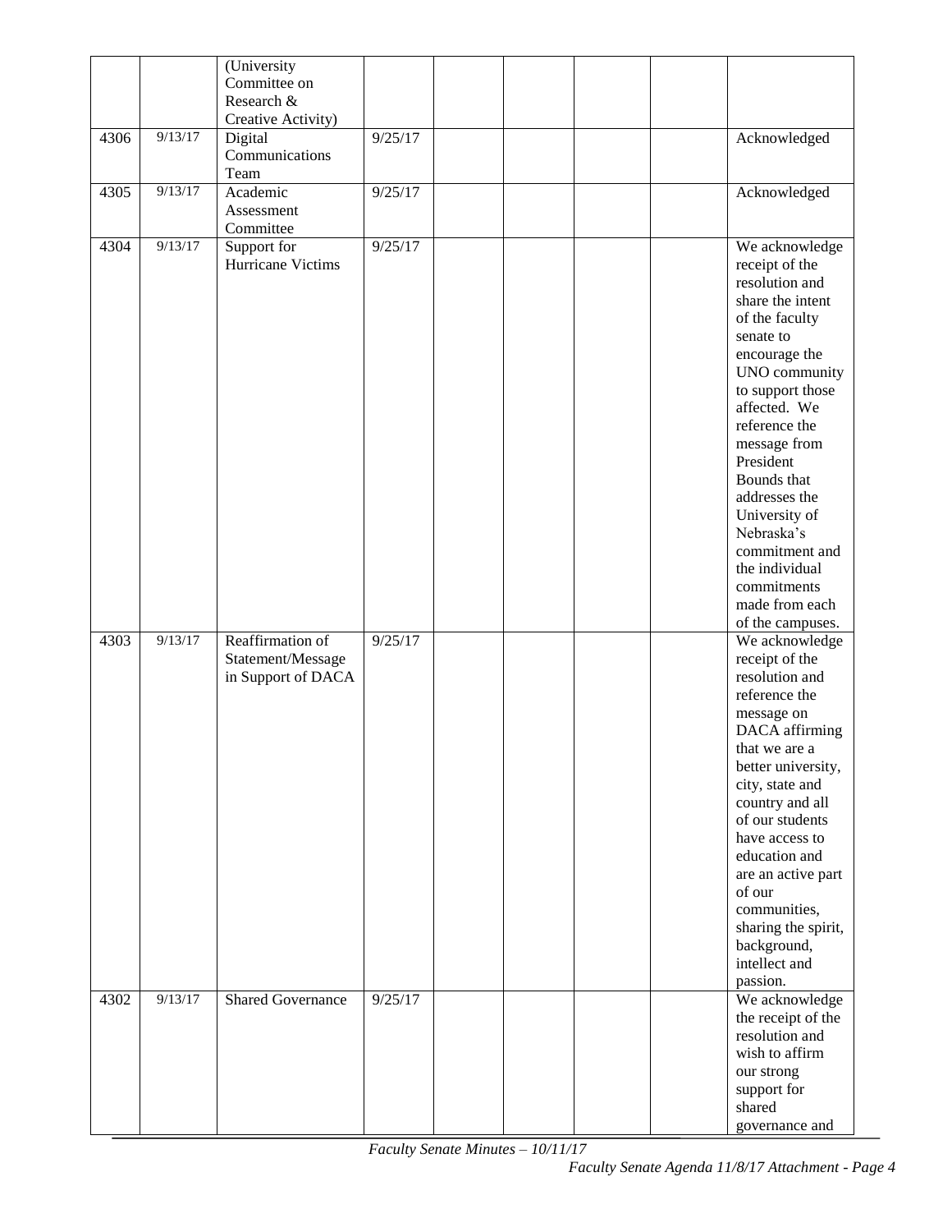| | | | | | | | | |
|---|---|---|---|---|---|---|---|---|
| | | (University Committee on Research & Creative Activity) | | | | | | |
| 4306 | 9/13/17 | Digital Communications Team | 9/25/17 | | | | | Acknowledged |
| 4305 | 9/13/17 | Academic Assessment Committee | 9/25/17 | | | | | Acknowledged |
| 4304 | 9/13/17 | Support for Hurricane Victims | 9/25/17 | | | | | We acknowledge receipt of the resolution and share the intent of the faculty senate to encourage the UNO community to support those affected. We reference the message from President Bounds that addresses the University of Nebraska's commitment and the individual commitments made from each of the campuses. |
| 4303 | 9/13/17 | Reaffirmation of Statement/Message in Support of DACA | 9/25/17 | | | | | We acknowledge receipt of the resolution and reference the message on DACA affirming that we are a better university, city, state and country and all of our students have access to education and are an active part of our communities, sharing the spirit, background, intellect and passion. |
| 4302 | 9/13/17 | Shared Governance | 9/25/17 | | | | | We acknowledge the receipt of the resolution and wish to affirm our strong support for shared governance and |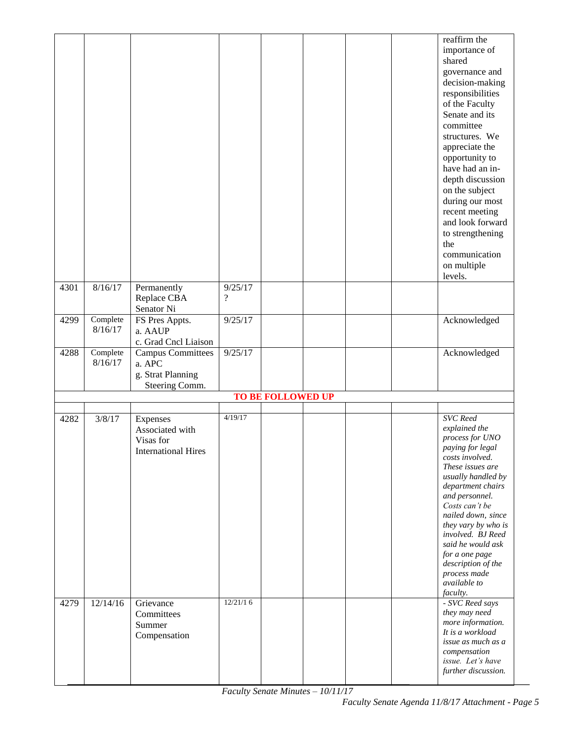| | | | | | | | | |
|---|---|---|---|---|---|---|---|---|
| | | | | | | | | reaffirm the importance of shared governance and decision-making responsibilities of the Faculty Senate and its committee structures. We appreciate the opportunity to have had an in-depth discussion on the subject during our most recent meeting and look forward to strengthening the communication on multiple levels. |
| 4301 | 8/16/17 | Permanently Replace CBA Senator Ni | 9/25/17 ? | | | | | |
| 4299 | Complete 8/16/17 | FS Pres Appts. a. AAUP c. Grad Cncl Liaison | 9/25/17 | | | | | Acknowledged |
| 4288 | Complete 8/16/17 | Campus Committees a. APC g. Strat Planning Steering Comm. | 9/25/17 | | | | | Acknowledged |
| | | | **TO BE FOLLOWED UP** | | | | | |
| | | | | | | | | |
| 4282 | 3/8/17 | Expenses Associated with Visas for International Hires | 4/19/17 | | | | | *SVC Reed explained the process for UNO paying for legal costs involved. These issues are usually handled by department chairs and personnel. Costs can't be nailed down, since they vary by who is involved. BJ Reed said he would ask for a one page description of the process made available to faculty.* |
| 4279 | 12/14/16 | Grievance Committees Summer Compensation | 12/21/1 6 | | | | | *- SVC Reed says they may need more information. It is a workload issue as much as a compensation issue. Let's have further discussion.* |

*Faculty Senate Minutes – 10/11/17*

*Faculty Senate Agenda 11/8/17 Attachment - Page 5*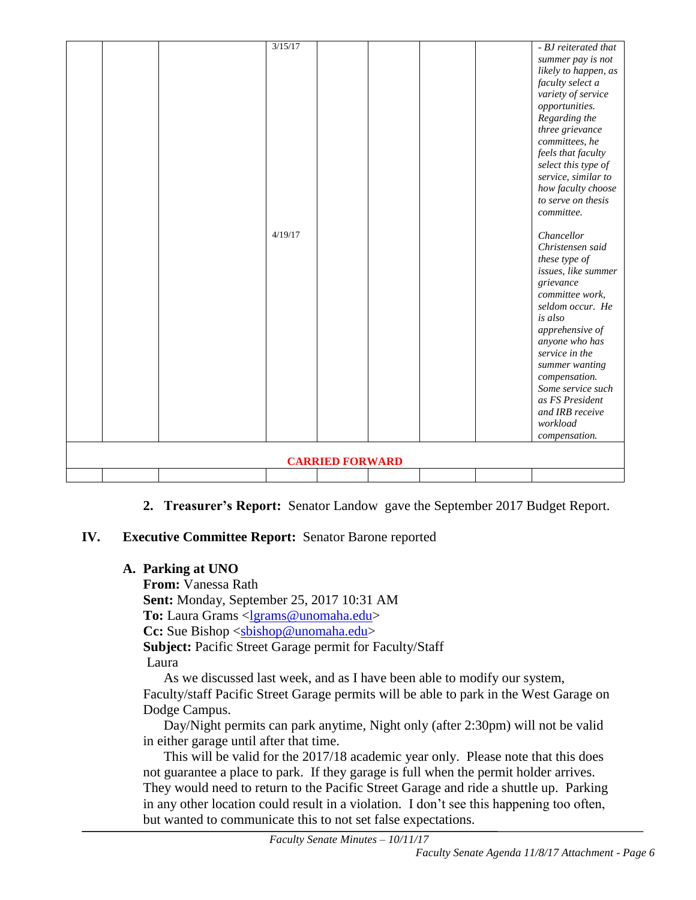| | | | | | | | | |
|---|---|---|---|---|---|---|---|---|
| | | | 3/15/17 | | | | | *- BJ reiterated that summer pay is not likely to happen, as faculty select a variety of service opportunities. Regarding the three grievance committees, he feels that faculty select this type of service, similar to how faculty choose to serve on thesis committee.* |
| | | | 4/19/17 | | | | | *Chancellor Christensen said these type of issues, like summer grievance committee work, seldom occur. He is also apprehensive of anyone who has service in the summer wanting compensation. Some service such as FS President and IRB receive workload compensation.* |
| **CARRIED FORWARD** | | | | | | | | |
| | | | | | | | | |

2. **Treasurer's Report:** Senator Landow gave the September 2017 Budget Report.

## IV. Executive Committee Report: Senator Barone reported

### A. Parking at UNO

**From:** Vanessa Rath
**Sent:** Monday, September 25, 2017 10:31 AM
**To:** Laura Grams <lgrams@unomaha.edu>
**Cc:** Sue Bishop <sbishop@unomaha.edu>
**Subject:** Pacific Street Garage permit for Faculty/Staff

Laura

As we discussed last week, and as I have been able to modify our system, Faculty/staff Pacific Street Garage permits will be able to park in the West Garage on Dodge Campus.

Day/Night permits can park anytime, Night only (after 2:30pm) will not be valid in either garage until after that time.

This will be valid for the 2017/18 academic year only. Please note that this does not guarantee a place to park. If they garage is full when the permit holder arrives. They would need to return to the Pacific Street Garage and ride a shuttle up. Parking in any other location could result in a violation. I don't see this happening too often, but wanted to communicate this to not set false expectations.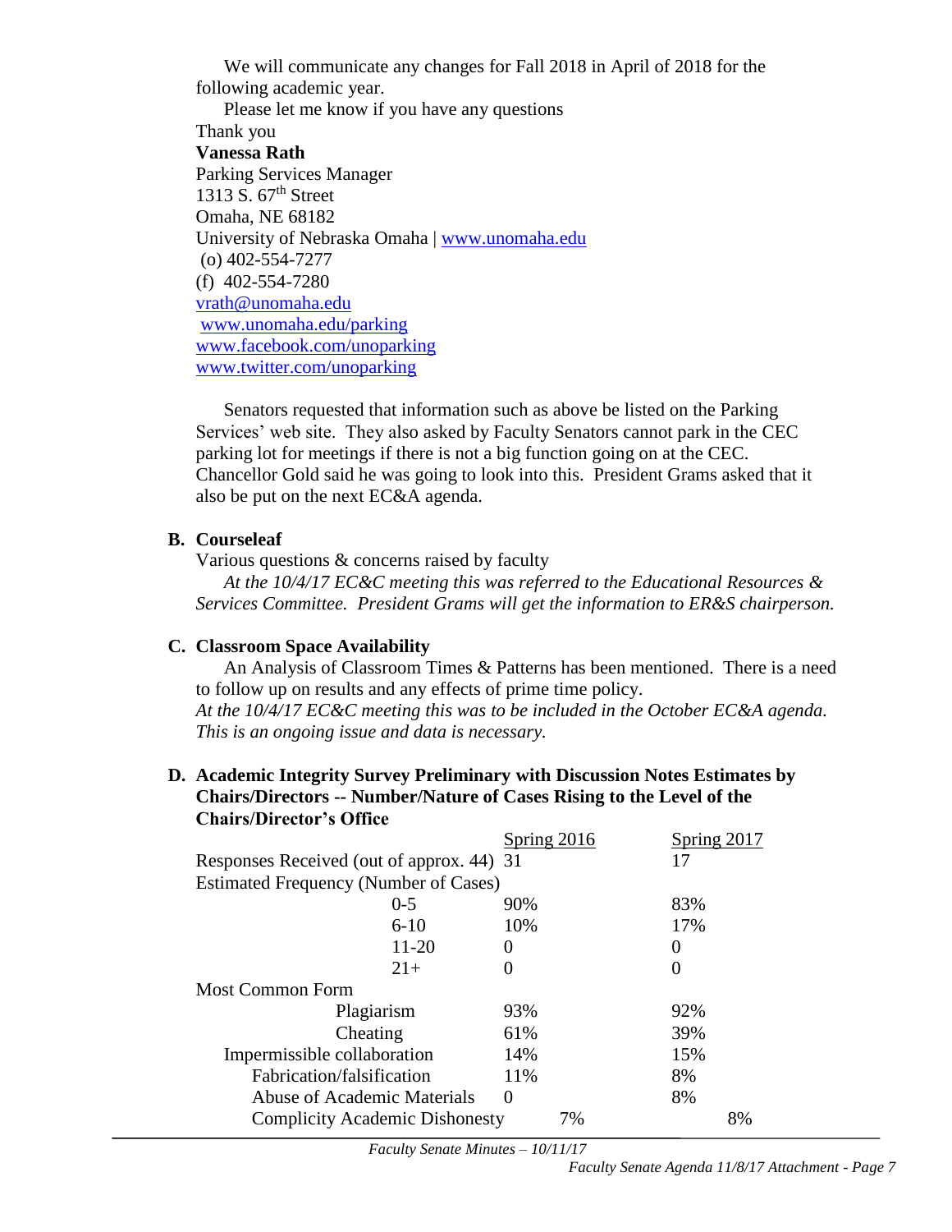We will communicate any changes for Fall 2018 in April of 2018 for the following academic year.

Please let me know if you have any questions

Thank you

**Vanessa Rath**
Parking Services Manager
1313 S. 67th Street
Omaha, NE 68182
University of Nebraska Omaha | www.unomaha.edu
(o) 402-554-7277
(f) 402-554-7280
vrath@unomaha.edu
www.unomaha.edu/parking
www.facebook.com/unoparking
www.twitter.com/unoparking

Senators requested that information such as above be listed on the Parking Services' web site. They also asked by Faculty Senators cannot park in the CEC parking lot for meetings if there is not a big function going on at the CEC. Chancellor Gold said he was going to look into this. President Grams asked that it also be put on the next EC&A agenda.

**B. Courseleaf**

Various questions & concerns raised by faculty

*At the 10/4/17 EC&C meeting this was referred to the Educational Resources & Services Committee. President Grams will get the information to ER&S chairperson.*

**C. Classroom Space Availability**

An Analysis of Classroom Times & Patterns has been mentioned. There is a need to follow up on results and any effects of prime time policy.

*At the 10/4/17 EC&C meeting this was to be included in the October EC&A agenda. This is an ongoing issue and data is necessary.*

**D. Academic Integrity Survey Preliminary with Discussion Notes Estimates by Chairs/Directors -- Number/Nature of Cases Rising to the Level of the Chairs/Director's Office**

| | Spring 2016 | Spring 2017 |
|---|---|---|
| Responses Received (out of approx. 44) | 31 | 17 |
| Estimated Frequency (Number of Cases) | | |
| 0-5 | 90% | 83% |
| 6-10 | 10% | 17% |
| 11-20 | 0 | 0 |
| 21+ | 0 | 0 |
| Most Common Form | | |
| Plagiarism | 93% | 92% |
| Cheating | 61% | 39% |
| Impermissible collaboration | 14% | 15% |
| Fabrication/falsification | 11% | 8% |
| Abuse of Academic Materials | 0 | 8% |
| Complicity Academic Dishonesty | 7% | 8% |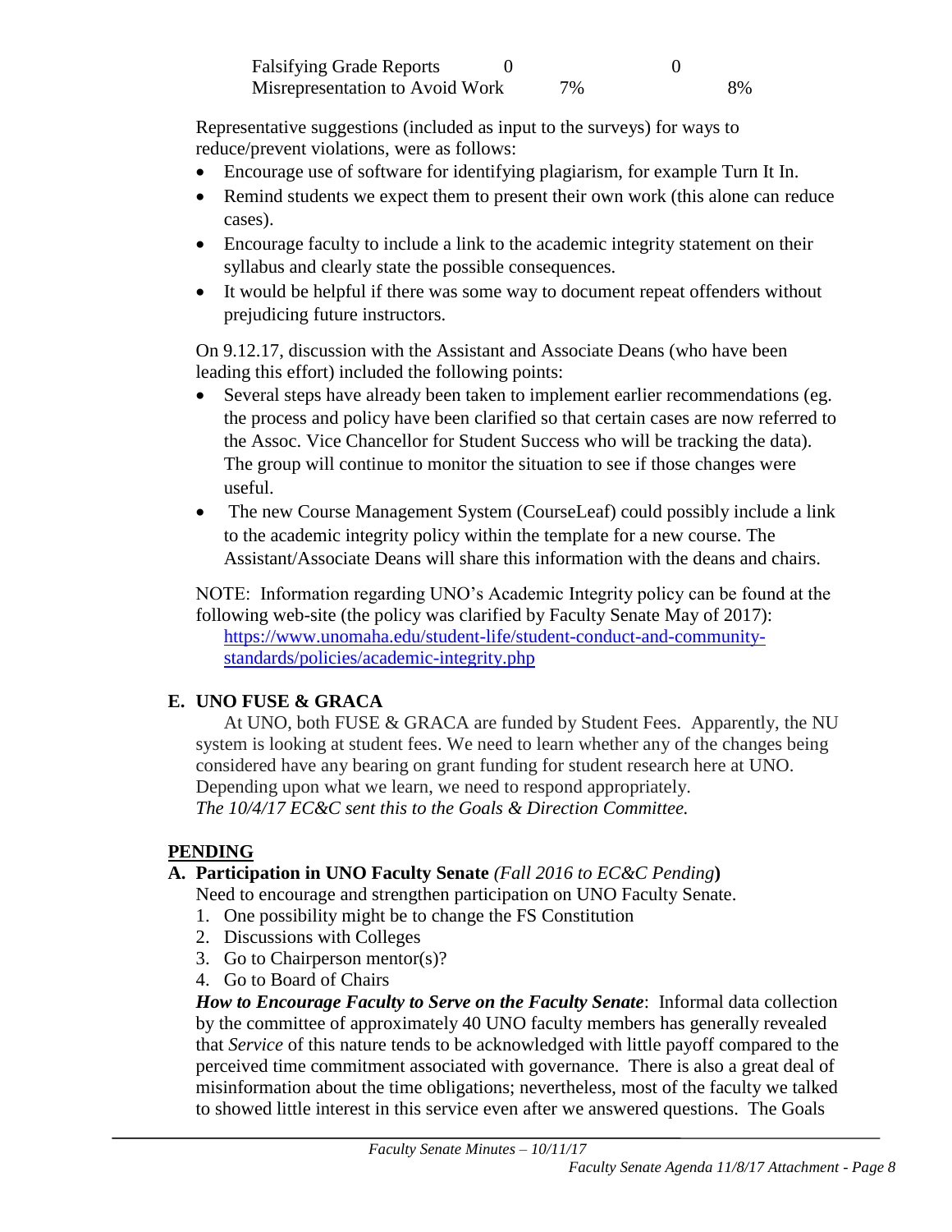| | | |
|---|---|---|
| Falsifying Grade Reports | 0 | 0 |
| Misrepresentation to Avoid Work | 7% | 8% |

Representative suggestions (included as input to the surveys) for ways to reduce/prevent violations, were as follows:

- Encourage use of software for identifying plagiarism, for example Turn It In.
- Remind students we expect them to present their own work (this alone can reduce cases).
- Encourage faculty to include a link to the academic integrity statement on their syllabus and clearly state the possible consequences.
- It would be helpful if there was some way to document repeat offenders without prejudicing future instructors.

On 9.12.17, discussion with the Assistant and Associate Deans (who have been leading this effort) included the following points:

- Several steps have already been taken to implement earlier recommendations (eg. the process and policy have been clarified so that certain cases are now referred to the Assoc. Vice Chancellor for Student Success who will be tracking the data). The group will continue to monitor the situation to see if those changes were useful.
- The new Course Management System (CourseLeaf) could possibly include a link to the academic integrity policy within the template for a new course. The Assistant/Associate Deans will share this information with the deans and chairs.

NOTE: Information regarding UNO's Academic Integrity policy can be found at the following web-site (the policy was clarified by Faculty Senate May of 2017): [https://www.unomaha.edu/student-life/student-conduct-and-community-standards/policies/academic-integrity.php](https://www.unomaha.edu/student-life/student-conduct-and-community-standards/policies/academic-integrity.php)

**E. UNO FUSE & GRACA**

At UNO, both FUSE & GRACA are funded by Student Fees. Apparently, the NU system is looking at student fees. We need to learn whether any of the changes being considered have any bearing on grant funding for student research here at UNO. Depending upon what we learn, we need to respond appropriately.
*The 10/4/17 EC&C sent this to the Goals & Direction Committee.*

## PENDING

**A. Participation in UNO Faculty Senate** *(Fall 2016 to EC&C Pending)*

Need to encourage and strengthen participation on UNO Faculty Senate.

1. One possibility might be to change the FS Constitution
2. Discussions with Colleges
3. Go to Chairperson mentor(s)?
4. Go to Board of Chairs

***How to Encourage Faculty to Serve on the Faculty Senate***: Informal data collection by the committee of approximately 40 UNO faculty members has generally revealed that *Service* of this nature tends to be acknowledged with little payoff compared to the perceived time commitment associated with governance. There is also a great deal of misinformation about the time obligations; nevertheless, most of the faculty we talked to showed little interest in this service even after we answered questions. The Goals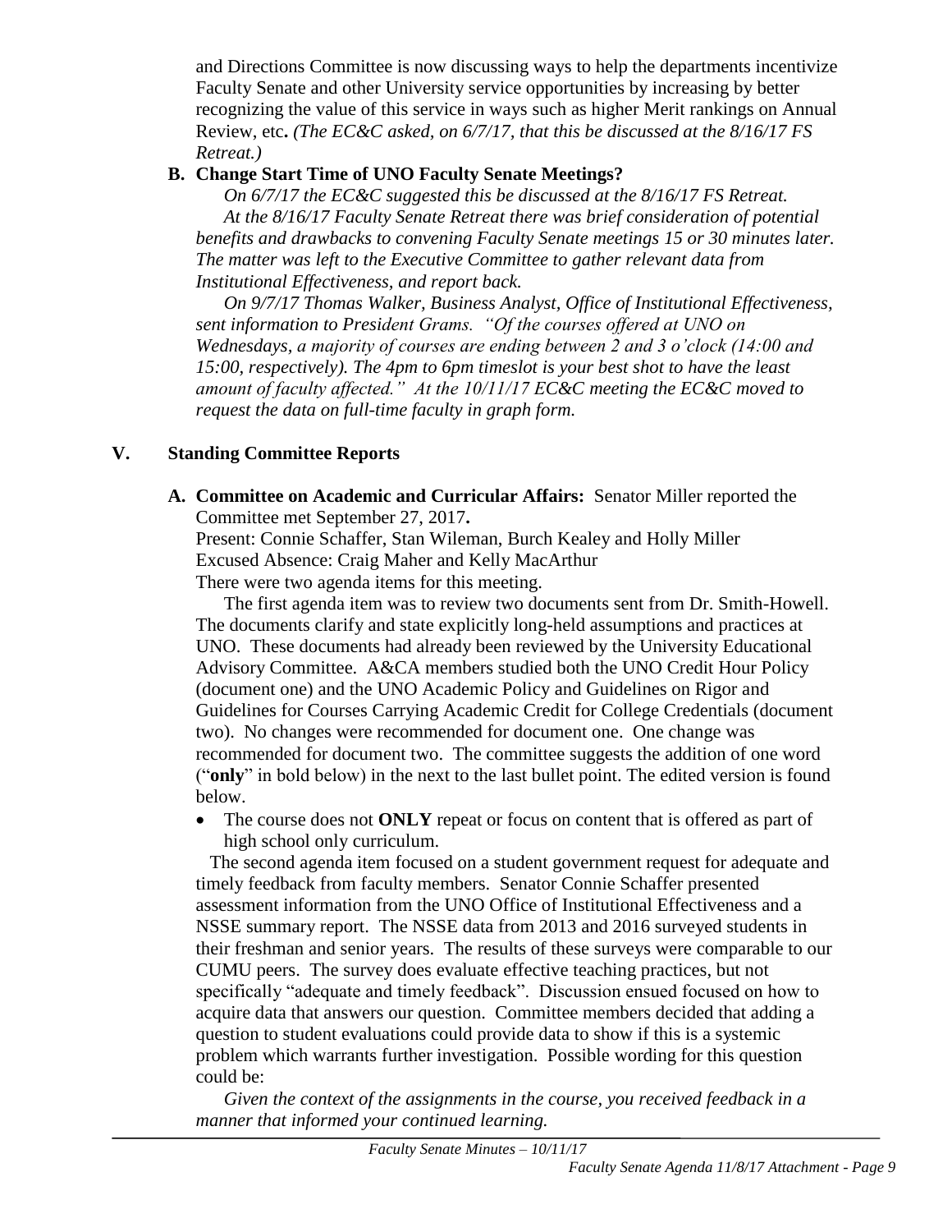and Directions Committee is now discussing ways to help the departments incentivize Faculty Senate and other University service opportunities by increasing by better recognizing the value of this service in ways such as higher Merit rankings on Annual Review, etc**.** *(The EC&C asked, on 6/7/17, that this be discussed at the 8/16/17 FS Retreat.)*

**B. Change Start Time of UNO Faculty Senate Meetings?**

*On 6/7/17 the EC&C suggested this be discussed at the 8/16/17 FS Retreat.*

*At the 8/16/17 Faculty Senate Retreat there was brief consideration of potential benefits and drawbacks to convening Faculty Senate meetings 15 or 30 minutes later. The matter was left to the Executive Committee to gather relevant data from Institutional Effectiveness, and report back.*

*On 9/7/17 Thomas Walker, Business Analyst, Office of Institutional Effectiveness, sent information to President Grams. "Of the courses offered at UNO on Wednesdays, a majority of courses are ending between 2 and 3 o'clock (14:00 and 15:00, respectively). The 4pm to 6pm timeslot is your best shot to have the least amount of faculty affected." At the 10/11/17 EC&C meeting the EC&C moved to request the data on full-time faculty in graph form.*

## V. Standing Committee Reports

**A. Committee on Academic and Curricular Affairs:** Senator Miller reported the Committee met September 27, 2017**.**

Present: Connie Schaffer, Stan Wileman, Burch Kealey and Holly Miller
Excused Absence: Craig Maher and Kelly MacArthur
There were two agenda items for this meeting.

The first agenda item was to review two documents sent from Dr. Smith-Howell. The documents clarify and state explicitly long-held assumptions and practices at UNO. These documents had already been reviewed by the University Educational Advisory Committee. A&CA members studied both the UNO Credit Hour Policy (document one) and the UNO Academic Policy and Guidelines on Rigor and Guidelines for Courses Carrying Academic Credit for College Credentials (document two). No changes were recommended for document one. One change was recommended for document two. The committee suggests the addition of one word ("**only**" in bold below) in the next to the last bullet point. The edited version is found below.

- The course does not **ONLY** repeat or focus on content that is offered as part of high school only curriculum.

The second agenda item focused on a student government request for adequate and timely feedback from faculty members. Senator Connie Schaffer presented assessment information from the UNO Office of Institutional Effectiveness and a NSSE summary report. The NSSE data from 2013 and 2016 surveyed students in their freshman and senior years. The results of these surveys were comparable to our CUMU peers. The survey does evaluate effective teaching practices, but not specifically "adequate and timely feedback". Discussion ensued focused on how to acquire data that answers our question. Committee members decided that adding a question to student evaluations could provide data to show if this is a systemic problem which warrants further investigation. Possible wording for this question could be:

*Given the context of the assignments in the course, you received feedback in a manner that informed your continued learning.*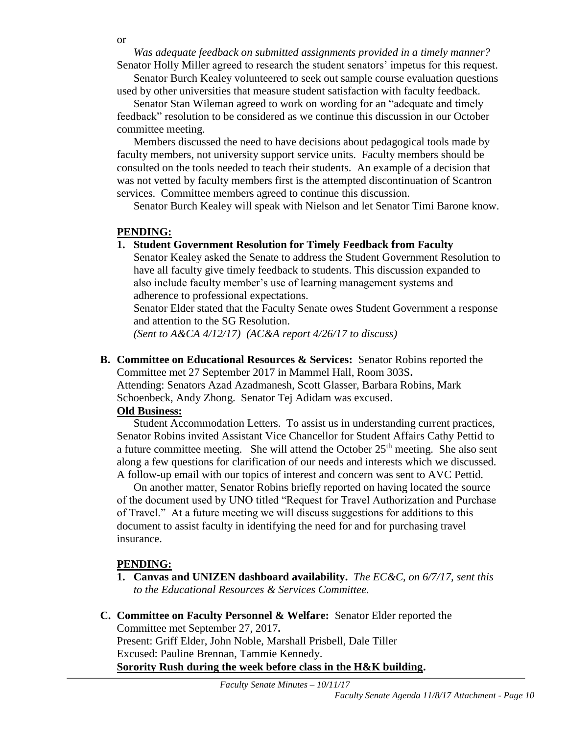or

*Was adequate feedback on submitted assignments provided in a timely manner?* Senator Holly Miller agreed to research the student senators' impetus for this request.

Senator Burch Kealey volunteered to seek out sample course evaluation questions used by other universities that measure student satisfaction with faculty feedback.

Senator Stan Wileman agreed to work on wording for an "adequate and timely feedback" resolution to be considered as we continue this discussion in our October committee meeting.

Members discussed the need to have decisions about pedagogical tools made by faculty members, not university support service units. Faculty members should be consulted on the tools needed to teach their students. An example of a decision that was not vetted by faculty members first is the attempted discontinuation of Scantron services. Committee members agreed to continue this discussion.

Senator Burch Kealey will speak with Nielson and let Senator Timi Barone know.

**PENDING:**

1. **Student Government Resolution for Timely Feedback from Faculty**
   Senator Kealey asked the Senate to address the Student Government Resolution to have all faculty give timely feedback to students. This discussion expanded to also include faculty member's use of learning management systems and adherence to professional expectations.
   Senator Elder stated that the Faculty Senate owes Student Government a response and attention to the SG Resolution.
   *(Sent to A&CA 4/12/17) (AC&A report 4/26/17 to discuss)*

**B. Committee on Educational Resources & Services:** Senator Robins reported the Committee met 27 September 2017 in Mammel Hall, Room 303S**.**
Attending: Senators Azad Azadmanesh, Scott Glasser, Barbara Robins, Mark Schoenbeck, Andy Zhong. Senator Tej Adidam was excused.

**Old Business:**

Student Accommodation Letters. To assist us in understanding current practices, Senator Robins invited Assistant Vice Chancellor for Student Affairs Cathy Pettid to a future committee meeting. She will attend the October 25th meeting. She also sent along a few questions for clarification of our needs and interests which we discussed. A follow-up email with our topics of interest and concern was sent to AVC Pettid.

On another matter, Senator Robins briefly reported on having located the source of the document used by UNO titled "Request for Travel Authorization and Purchase of Travel." At a future meeting we will discuss suggestions for additions to this document to assist faculty in identifying the need for and for purchasing travel insurance.

**PENDING:**

1. **Canvas and UNIZEN dashboard availability.** *The EC&C, on 6/7/17, sent this to the Educational Resources & Services Committee.*

**C. Committee on Faculty Personnel & Welfare:** Senator Elder reported the Committee met September 27, 2017**.**
Present: Griff Elder, John Noble, Marshall Prisbell, Dale Tiller
Excused: Pauline Brennan, Tammie Kennedy.

**Sorority Rush during the week before class in the H&K building.**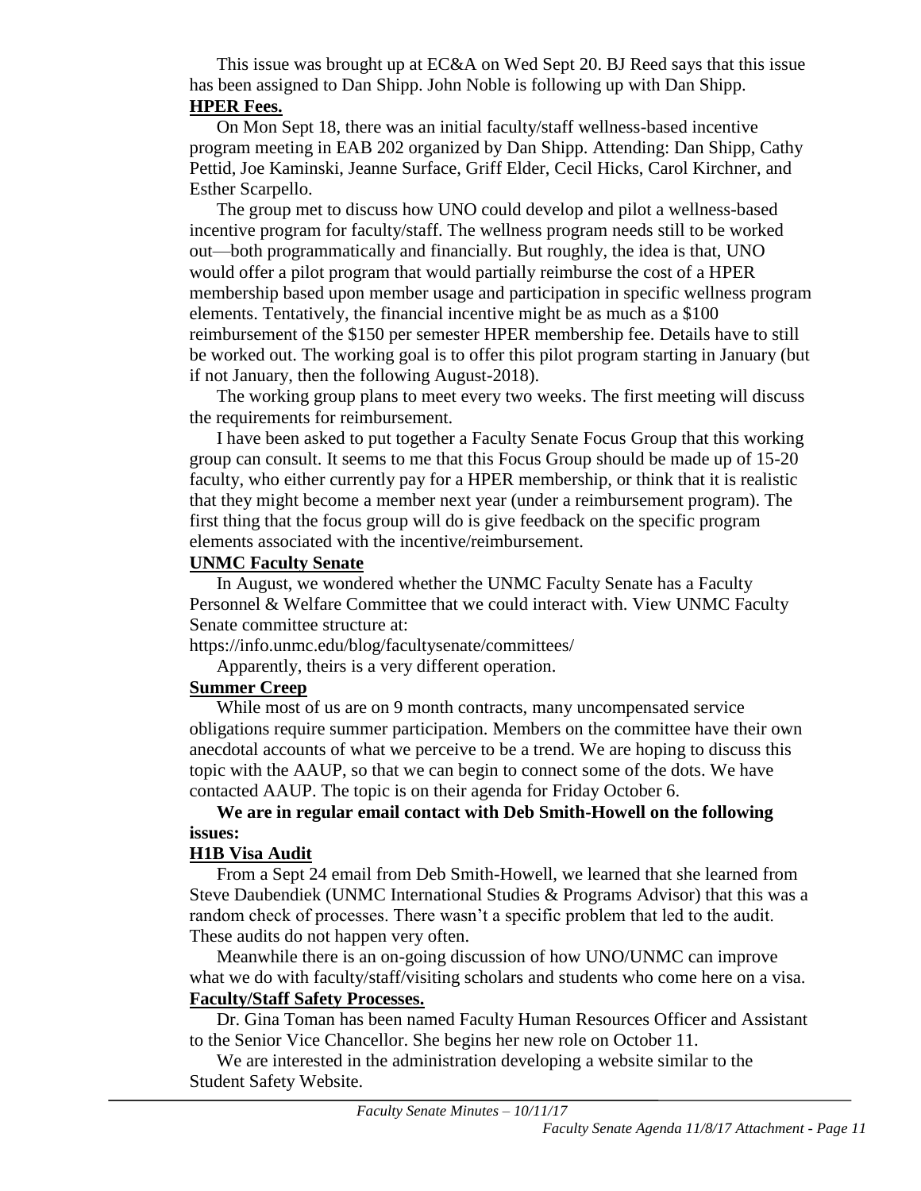This issue was brought up at EC&A on Wed Sept 20. BJ Reed says that this issue has been assigned to Dan Shipp. John Noble is following up with Dan Shipp.

**HPER Fees.**

On Mon Sept 18, there was an initial faculty/staff wellness-based incentive program meeting in EAB 202 organized by Dan Shipp. Attending: Dan Shipp, Cathy Pettid, Joe Kaminski, Jeanne Surface, Griff Elder, Cecil Hicks, Carol Kirchner, and Esther Scarpello.

The group met to discuss how UNO could develop and pilot a wellness-based incentive program for faculty/staff. The wellness program needs still to be worked out—both programmatically and financially. But roughly, the idea is that, UNO would offer a pilot program that would partially reimburse the cost of a HPER membership based upon member usage and participation in specific wellness program elements. Tentatively, the financial incentive might be as much as a $100 reimbursement of the $150 per semester HPER membership fee. Details have to still be worked out. The working goal is to offer this pilot program starting in January (but if not January, then the following August-2018).

The working group plans to meet every two weeks. The first meeting will discuss the requirements for reimbursement.

I have been asked to put together a Faculty Senate Focus Group that this working group can consult. It seems to me that this Focus Group should be made up of 15-20 faculty, who either currently pay for a HPER membership, or think that it is realistic that they might become a member next year (under a reimbursement program). The first thing that the focus group will do is give feedback on the specific program elements associated with the incentive/reimbursement.

**UNMC Faculty Senate**

In August, we wondered whether the UNMC Faculty Senate has a Faculty Personnel & Welfare Committee that we could interact with. View UNMC Faculty Senate committee structure at:

https://info.unmc.edu/blog/facultysenate/committees/

Apparently, theirs is a very different operation.

**Summer Creep**

While most of us are on 9 month contracts, many uncompensated service obligations require summer participation. Members on the committee have their own anecdotal accounts of what we perceive to be a trend. We are hoping to discuss this topic with the AAUP, so that we can begin to connect some of the dots. We have contacted AAUP. The topic is on their agenda for Friday October 6.

**We are in regular email contact with Deb Smith-Howell on the following issues:**

**H1B Visa Audit**

From a Sept 24 email from Deb Smith-Howell, we learned that she learned from Steve Daubendiek (UNMC International Studies & Programs Advisor) that this was a random check of processes. There wasn't a specific problem that led to the audit. These audits do not happen very often.

Meanwhile there is an on-going discussion of how UNO/UNMC can improve what we do with faculty/staff/visiting scholars and students who come here on a visa.

**Faculty/Staff Safety Processes.**

Dr. Gina Toman has been named Faculty Human Resources Officer and Assistant to the Senior Vice Chancellor. She begins her new role on October 11.

We are interested in the administration developing a website similar to the Student Safety Website.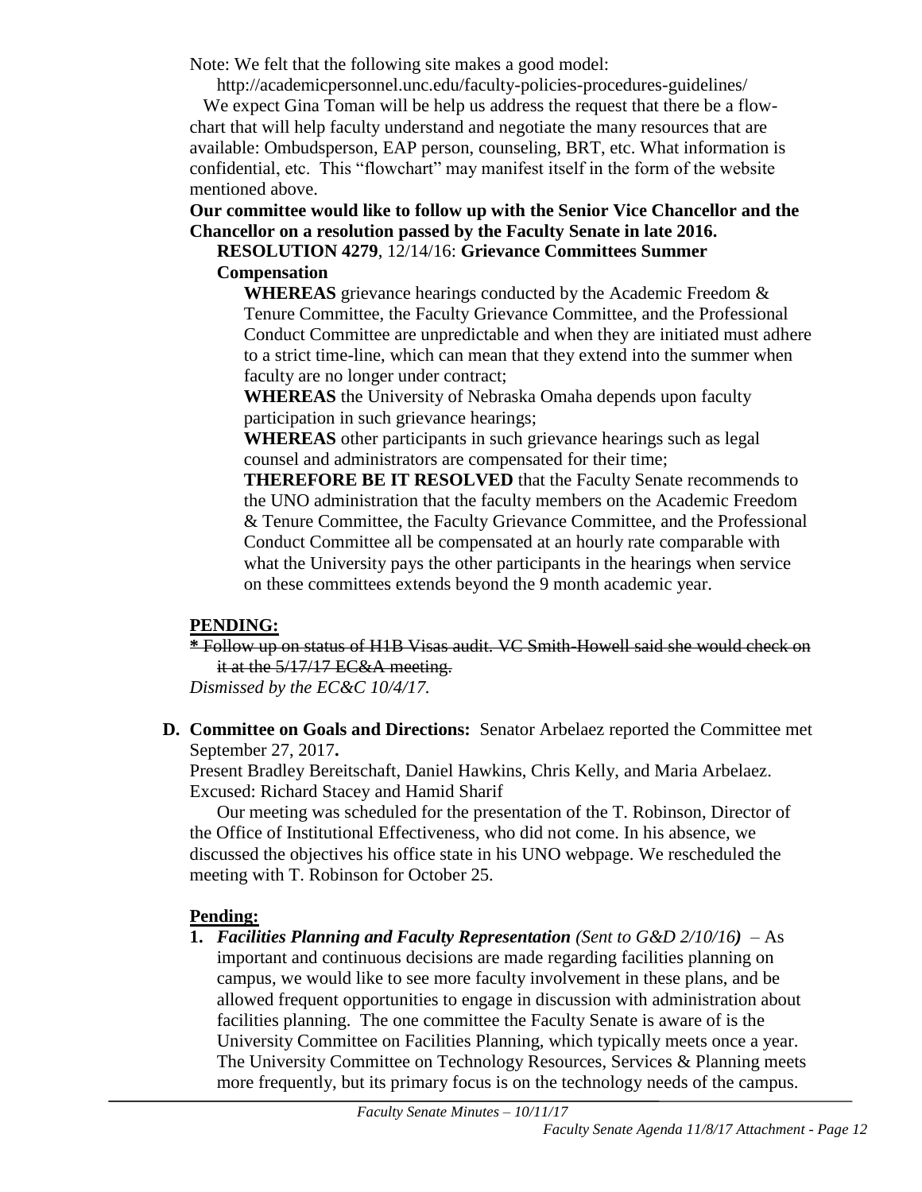Note: We felt that the following site makes a good model:

http://academicpersonnel.unc.edu/faculty-policies-procedures-guidelines/

We expect Gina Toman will be help us address the request that there be a flowchart that will help faculty understand and negotiate the many resources that are available: Ombudsperson, EAP person, counseling, BRT, etc. What information is confidential, etc. This "flowchart" may manifest itself in the form of the website mentioned above.

**Our committee would like to follow up with the Senior Vice Chancellor and the Chancellor on a resolution passed by the Faculty Senate in late 2016.**

**RESOLUTION 4279**, 12/14/16: **Grievance Committees Summer Compensation**

**WHEREAS** grievance hearings conducted by the Academic Freedom & Tenure Committee, the Faculty Grievance Committee, and the Professional Conduct Committee are unpredictable and when they are initiated must adhere to a strict time-line, which can mean that they extend into the summer when faculty are no longer under contract;

**WHEREAS** the University of Nebraska Omaha depends upon faculty participation in such grievance hearings;

**WHEREAS** other participants in such grievance hearings such as legal counsel and administrators are compensated for their time;

**THEREFORE BE IT RESOLVED** that the Faculty Senate recommends to the UNO administration that the faculty members on the Academic Freedom & Tenure Committee, the Faculty Grievance Committee, and the Professional Conduct Committee all be compensated at an hourly rate comparable with what the University pays the other participants in the hearings when service on these committees extends beyond the 9 month academic year.

**PENDING:**

~~* Follow up on status of H1B Visas audit. VC Smith-Howell said she would check on it at the 5/17/17 EC&A meeting.~~

*Dismissed by the EC&C 10/4/17.*

**D. Committee on Goals and Directions:** Senator Arbelaez reported the Committee met September 27, 2017**.**

Present Bradley Bereitschaft, Daniel Hawkins, Chris Kelly, and Maria Arbelaez. Excused: Richard Stacey and Hamid Sharif

Our meeting was scheduled for the presentation of the T. Robinson, Director of the Office of Institutional Effectiveness, who did not come. In his absence, we discussed the objectives his office state in his UNO webpage. We rescheduled the meeting with T. Robinson for October 25.

**Pending:**

1. ***Facilities Planning and Faculty Representation** (Sent to G&D 2/10/16)* – As important and continuous decisions are made regarding facilities planning on campus, we would like to see more faculty involvement in these plans, and be allowed frequent opportunities to engage in discussion with administration about facilities planning. The one committee the Faculty Senate is aware of is the University Committee on Facilities Planning, which typically meets once a year. The University Committee on Technology Resources, Services & Planning meets more frequently, but its primary focus is on the technology needs of the campus.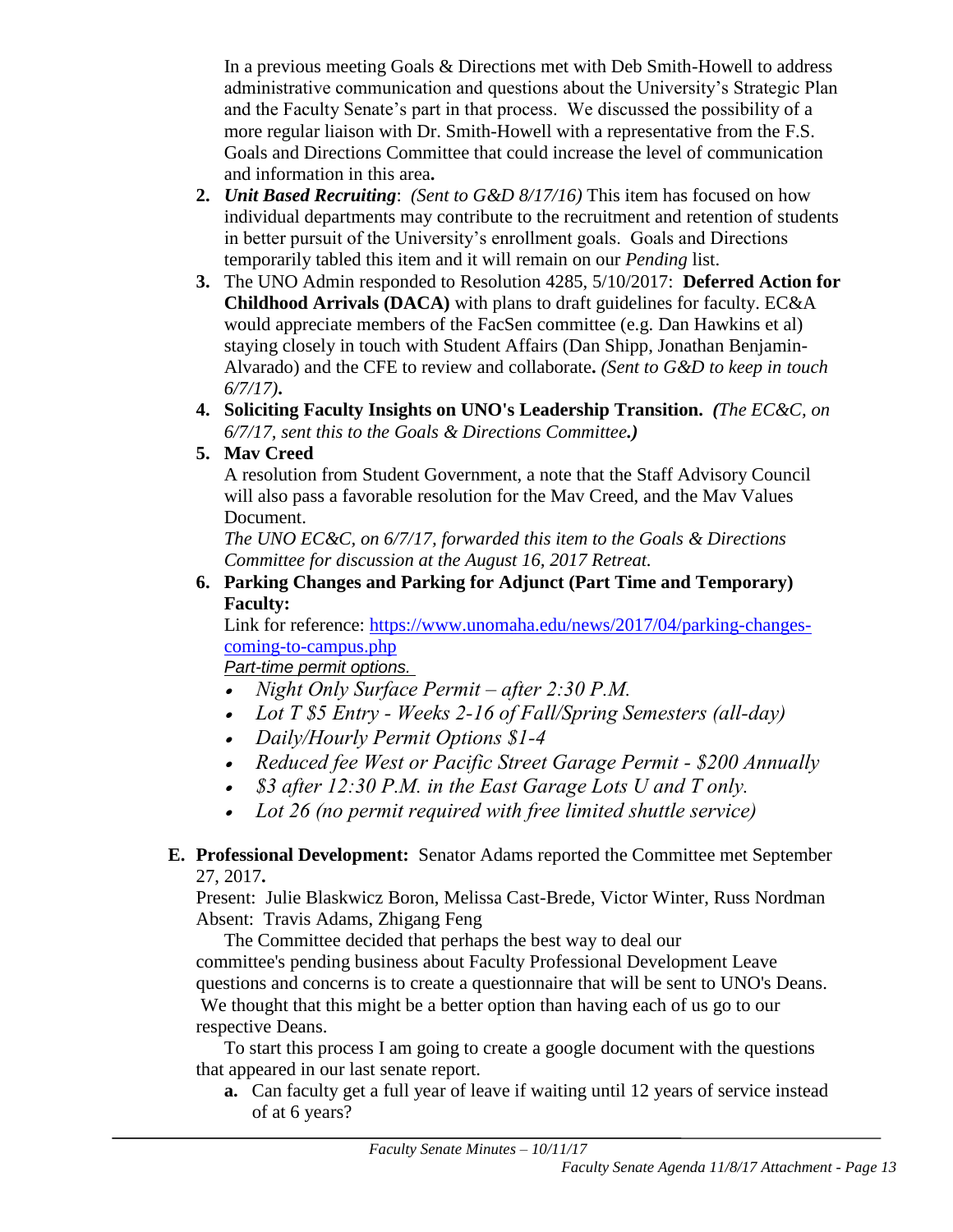In a previous meeting Goals & Directions met with Deb Smith-Howell to address administrative communication and questions about the University's Strategic Plan and the Faculty Senate's part in that process. We discussed the possibility of a more regular liaison with Dr. Smith-Howell with a representative from the F.S. Goals and Directions Committee that could increase the level of communication and information in this area**.**

2. ***Unit Based Recruiting***: *(Sent to G&D 8/17/16)* This item has focused on how individual departments may contribute to the recruitment and retention of students in better pursuit of the University's enrollment goals. Goals and Directions temporarily tabled this item and it will remain on our *Pending* list.
3. The UNO Admin responded to Resolution 4285, 5/10/2017: **Deferred Action for Childhood Arrivals (DACA)** with plans to draft guidelines for faculty. EC&A would appreciate members of the FacSen committee (e.g. Dan Hawkins et al) staying closely in touch with Student Affairs (Dan Shipp, Jonathan Benjamin-Alvarado) and the CFE to review and collaborate**.** *(Sent to G&D to keep in touch 6/7/17)***.**
4. **Soliciting Faculty Insights on UNO's Leadership Transition.** ***(****The EC&C, on 6/7/17, sent this to the Goals & Directions Committee****.)***
5. **Mav Creed**

   A resolution from Student Government, a note that the Staff Advisory Council will also pass a favorable resolution for the Mav Creed, and the Mav Values Document.

   *The UNO EC&C, on 6/7/17, forwarded this item to the Goals & Directions Committee for discussion at the August 16, 2017 Retreat.*
6. **Parking Changes and Parking for Adjunct (Part Time and Temporary) Faculty:**

   Link for reference: https://www.unomaha.edu/news/2017/04/parking-changes-coming-to-campus.php

   *Part-time permit options.*
   - *Night Only Surface Permit – after 2:30 P.M.*
   - *Lot T $5 Entry - Weeks 2-16 of Fall/Spring Semesters (all-day)*
   - *Daily/Hourly Permit Options $1-4*
   - *Reduced fee West or Pacific Street Garage Permit - $200 Annually*
   - *$3 after 12:30 P.M. in the East Garage Lots U and T only.*
   - *Lot 26 (no permit required with free limited shuttle service)*

**E. Professional Development:** Senator Adams reported the Committee met September 27, 2017**.**

Present: Julie Blaskwicz Boron, Melissa Cast-Brede, Victor Winter, Russ Nordman
Absent: Travis Adams, Zhigang Feng

The Committee decided that perhaps the best way to deal our committee's pending business about Faculty Professional Development Leave questions and concerns is to create a questionnaire that will be sent to UNO's Deans. We thought that this might be a better option than having each of us go to our respective Deans.

To start this process I am going to create a google document with the questions that appeared in our last senate report.

a. Can faculty get a full year of leave if waiting until 12 years of service instead of at 6 years?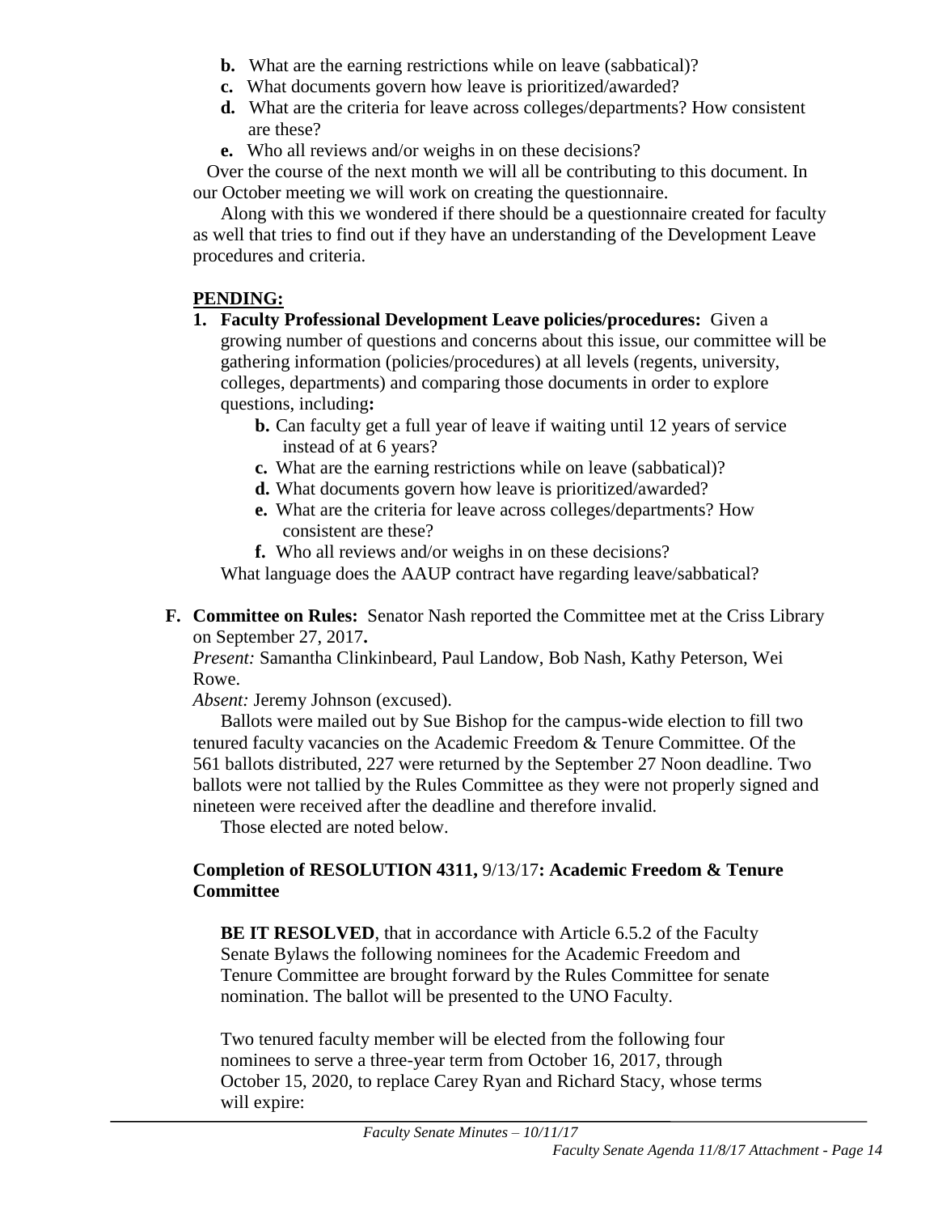**b.** What are the earning restrictions while on leave (sabbatical)?
**c.** What documents govern how leave is prioritized/awarded?
**d.** What are the criteria for leave across colleges/departments? How consistent are these?
**e.** Who all reviews and/or weighs in on these decisions?

Over the course of the next month we will all be contributing to this document. In our October meeting we will work on creating the questionnaire.

Along with this we wondered if there should be a questionnaire created for faculty as well that tries to find out if they have an understanding of the Development Leave procedures and criteria.

**PENDING:**

1. **Faculty Professional Development Leave policies/procedures:** Given a growing number of questions and concerns about this issue, our committee will be gathering information (policies/procedures) at all levels (regents, university, colleges, departments) and comparing those documents in order to explore questions, including**:**
   - **b.** Can faculty get a full year of leave if waiting until 12 years of service instead of at 6 years?
   - **c.** What are the earning restrictions while on leave (sabbatical)?
   - **d.** What documents govern how leave is prioritized/awarded?
   - **e.** What are the criteria for leave across colleges/departments? How consistent are these?
   - **f.** Who all reviews and/or weighs in on these decisions?

   What language does the AAUP contract have regarding leave/sabbatical?

**F. Committee on Rules:** Senator Nash reported the Committee met at the Criss Library on September 27, 2017**.**

*Present:* Samantha Clinkinbeard, Paul Landow, Bob Nash, Kathy Peterson, Wei Rowe.

*Absent:* Jeremy Johnson (excused).

Ballots were mailed out by Sue Bishop for the campus-wide election to fill two tenured faculty vacancies on the Academic Freedom & Tenure Committee. Of the 561 ballots distributed, 227 were returned by the September 27 Noon deadline. Two ballots were not tallied by the Rules Committee as they were not properly signed and nineteen were received after the deadline and therefore invalid.

Those elected are noted below.

**Completion of RESOLUTION 4311,** 9/13/17**: Academic Freedom & Tenure Committee**

**BE IT RESOLVED**, that in accordance with Article 6.5.2 of the Faculty Senate Bylaws the following nominees for the Academic Freedom and Tenure Committee are brought forward by the Rules Committee for senate nomination. The ballot will be presented to the UNO Faculty.

Two tenured faculty member will be elected from the following four nominees to serve a three-year term from October 16, 2017, through October 15, 2020, to replace Carey Ryan and Richard Stacy, whose terms will expire: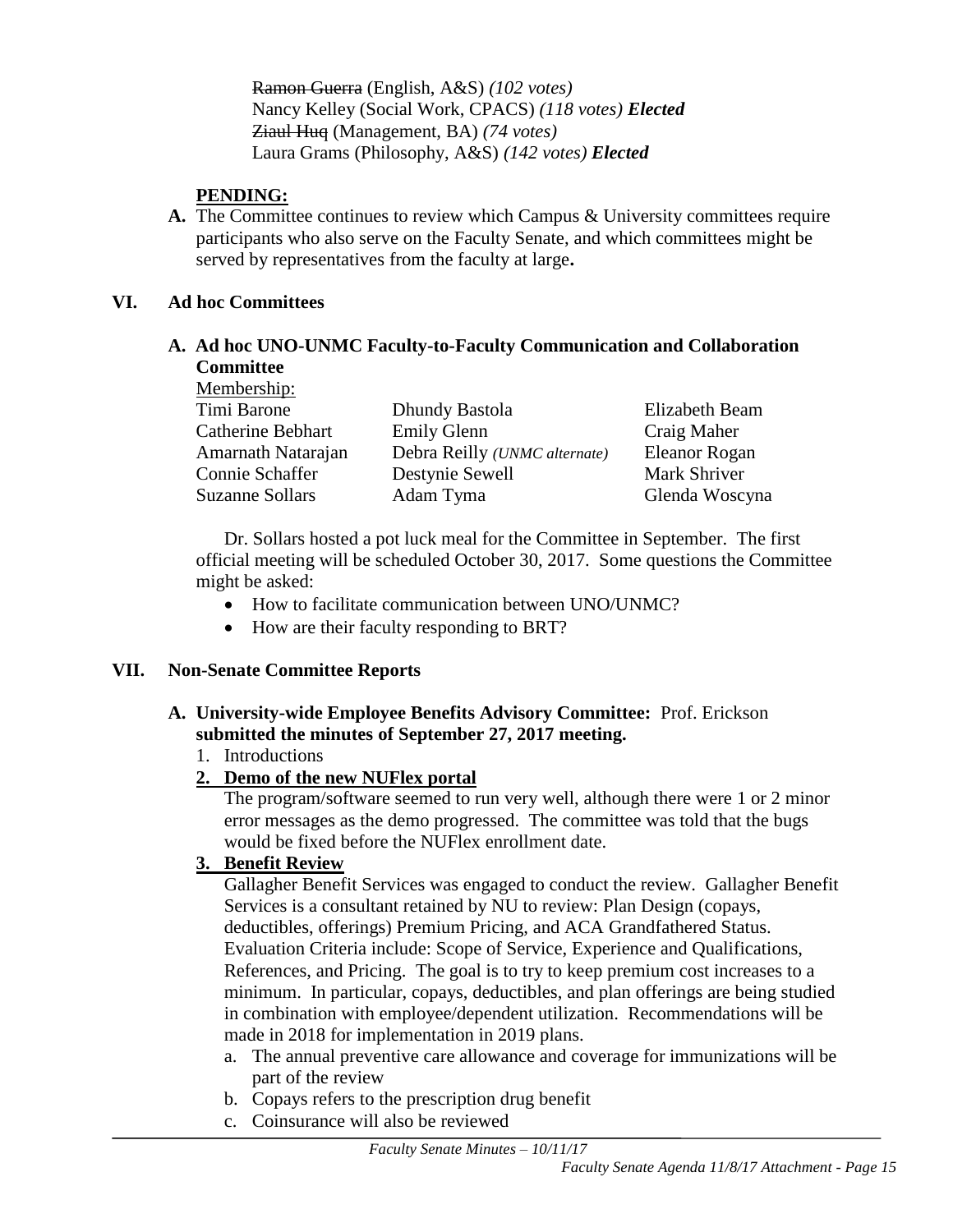~~Ramon Guerra~~ (English, A&S) *(102 votes)*
Nancy Kelley (Social Work, CPACS) *(118 votes)* ***Elected***
~~Ziaul Huq~~ (Management, BA) *(74 votes)*
Laura Grams (Philosophy, A&S) *(142 votes)* ***Elected***

**PENDING:**

**A.** The Committee continues to review which Campus & University committees require participants who also serve on the Faculty Senate, and which committees might be served by representatives from the faculty at large**.**

## VI. Ad hoc Committees

### A. Ad hoc UNO-UNMC Faculty-to-Faculty Communication and Collaboration Committee

Membership:

| | | |
|---|---|---|
| Timi Barone | Dhundy Bastola | Elizabeth Beam |
| Catherine Bebhart | Emily Glenn | Craig Maher |
| Amarnath Natarajan | Debra Reilly *(UNMC alternate)* | Eleanor Rogan |
| Connie Schaffer | Destynie Sewell | Mark Shriver |
| Suzanne Sollars | Adam Tyma | Glenda Woscyna |

Dr. Sollars hosted a pot luck meal for the Committee in September. The first official meeting will be scheduled October 30, 2017. Some questions the Committee might be asked:

- How to facilitate communication between UNO/UNMC?
- How are their faculty responding to BRT?

## VII. Non-Senate Committee Reports

### A. University-wide Employee Benefits Advisory Committee: Prof. Erickson submitted the minutes of September 27, 2017 meeting.

1. Introductions
2. **<u>Demo of the new NUFlex portal</u>**

   The program/software seemed to run very well, although there were 1 or 2 minor error messages as the demo progressed. The committee was told that the bugs would be fixed before the NUFlex enrollment date.

3. **<u>Benefit Review</u>**

   Gallagher Benefit Services was engaged to conduct the review. Gallagher Benefit Services is a consultant retained by NU to review: Plan Design (copays, deductibles, offerings) Premium Pricing, and ACA Grandfathered Status. Evaluation Criteria include: Scope of Service, Experience and Qualifications, References, and Pricing. The goal is to try to keep premium cost increases to a minimum. In particular, copays, deductibles, and plan offerings are being studied in combination with employee/dependent utilization. Recommendations will be made in 2018 for implementation in 2019 plans.

   a. The annual preventive care allowance and coverage for immunizations will be part of the review
   b. Copays refers to the prescription drug benefit
   c. Coinsurance will also be reviewed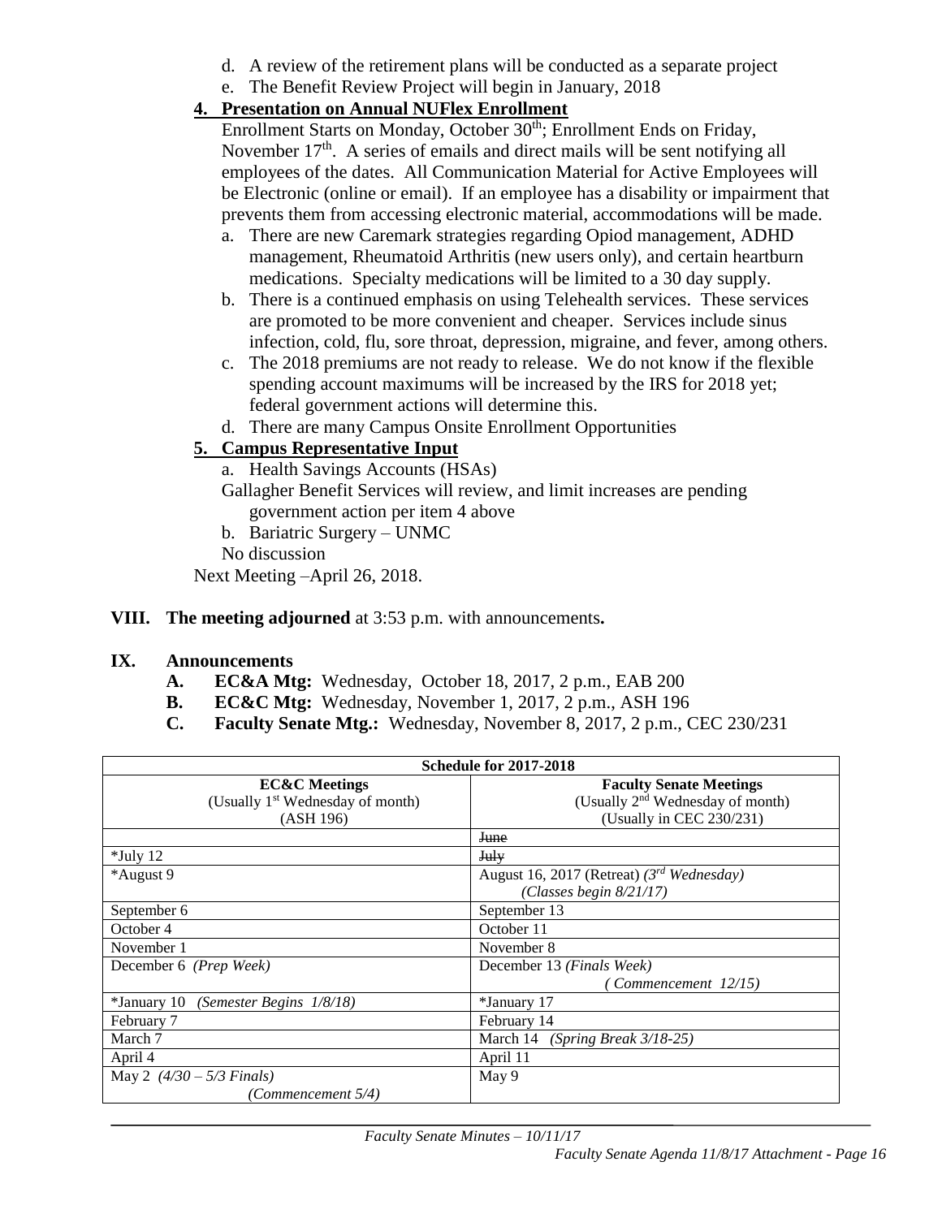d. A review of the retirement plans will be conducted as a separate project
e. The Benefit Review Project will begin in January, 2018

**4. Presentation on Annual NUFlex Enrollment**

Enrollment Starts on Monday, October 30th; Enrollment Ends on Friday, November 17th. A series of emails and direct mails will be sent notifying all employees of the dates. All Communication Material for Active Employees will be Electronic (online or email). If an employee has a disability or impairment that prevents them from accessing electronic material, accommodations will be made.

a. There are new Caremark strategies regarding Opiod management, ADHD management, Rheumatoid Arthritis (new users only), and certain heartburn medications. Specialty medications will be limited to a 30 day supply.
b. There is a continued emphasis on using Telehealth services. These services are promoted to be more convenient and cheaper. Services include sinus infection, cold, flu, sore throat, depression, migraine, and fever, among others.
c. The 2018 premiums are not ready to release. We do not know if the flexible spending account maximums will be increased by the IRS for 2018 yet; federal government actions will determine this.
d. There are many Campus Onsite Enrollment Opportunities

**5. Campus Representative Input**

a. Health Savings Accounts (HSAs)

Gallagher Benefit Services will review, and limit increases are pending government action per item 4 above

b. Bariatric Surgery – UNMC

No discussion

Next Meeting –April 26, 2018.

**VIII. The meeting adjourned** at 3:53 p.m. with announcements**.**

**IX. Announcements**

**A. EC&A Mtg:** Wednesday, October 18, 2017, 2 p.m., EAB 200
**B. EC&C Mtg:** Wednesday, November 1, 2017, 2 p.m., ASH 196
**C. Faculty Senate Mtg.:** Wednesday, November 8, 2017, 2 p.m., CEC 230/231

| Schedule for 2017-2018 | |
|---|---|
| **EC&C Meetings** (Usually 1st Wednesday of month) (ASH 196) | **Faculty Senate Meetings** (Usually 2nd Wednesday of month) (Usually in CEC 230/231) |
| | ~~June~~ |
| *July 12 | ~~July~~ |
| *August 9 | August 16, 2017 (Retreat) *(3rd Wednesday)* *(Classes begin 8/21/17)* |
| September 6 | September 13 |
| October 4 | October 11 |
| November 1 | November 8 |
| December 6 *(Prep Week)* | December 13 *(Finals Week)* *( Commencement 12/15)* |
| *January 10 *(Semester Begins 1/8/18)* | *January 17 |
| February 7 | February 14 |
| March 7 | March 14 *(Spring Break 3/18-25)* |
| April 4 | April 11 |
| May 2 *(4/30 – 5/3 Finals)* *(Commencement 5/4)* | May 9 |

*Faculty Senate Minutes – 10/11/17*